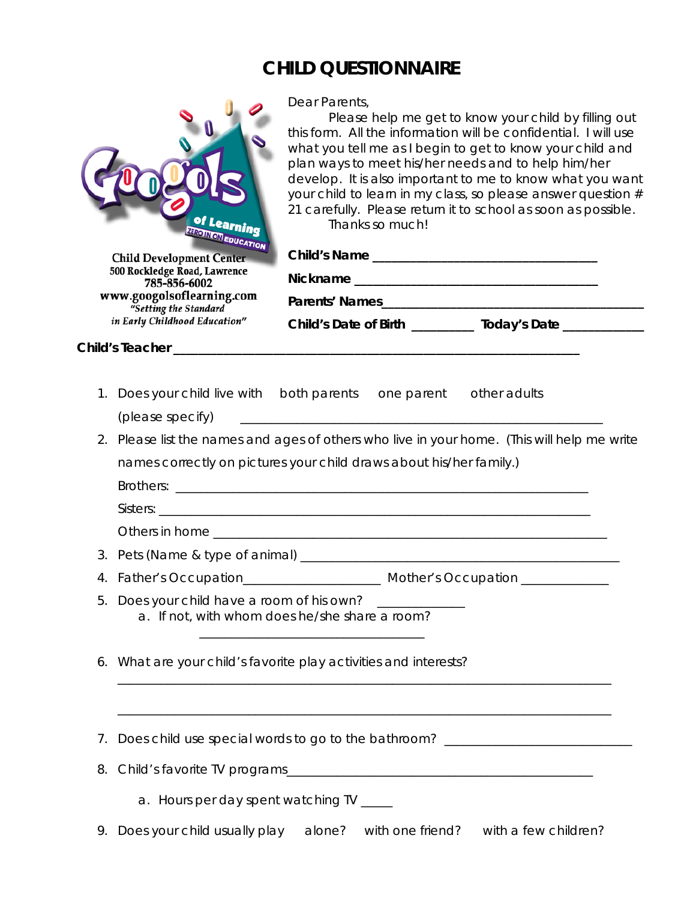# CHILD QUESTIONNAIRE

Child Development Center
500 Rockledge Road, Lawrence
785-856-6002
www.googolsoflearning.com
*"Setting the Standard in Early Childhood Education"*

Dear Parents,

Please help me get to know your child by filling out this form. All the information will be confidential. I will use what you tell me as I begin to get to know your child and plan ways to meet his/her needs and to help him/her develop. It is also important to me to know what you want your child to learn in my class, so please answer question # 21 carefully. Please return it to school as soon as possible.

Thanks so much!

**Child's Name** ___________________________________

**Nickname** ______________________________________

**Parents' Names**__________________________________

**Child's Date of Birth** _________ **Today's Date** ____________

**Child's Teacher** ______________________________________________________________

1. Does your child live with both parents one parent other adults
   (please specify) ________________________________________________
2. Please list the names and ages of others who live in your home. (This will help me write names correctly on pictures your child draws about his/her family.)
   Brothers: _______________________________________________________
   Sisters: _________________________________________________________
   Others in home ___________________________________________________
3. Pets (Name & type of animal) _________________________________________
4. Father's Occupation___________________ Mother's Occupation _____________
5. Does your child have a room of his own? _____________
   a. If not, with whom does he/she share a room?
      ________________________________
6. What are your child's favorite play activities and interests?
   ________________________________________________________________________
   ________________________________________________________________________
7. Does child use special words to go to the bathroom? ___________________________
8. Child's favorite TV programs______________________________________________
   a. Hours per day spent watching TV _____
9. Does your child usually play alone? with one friend? with a few children?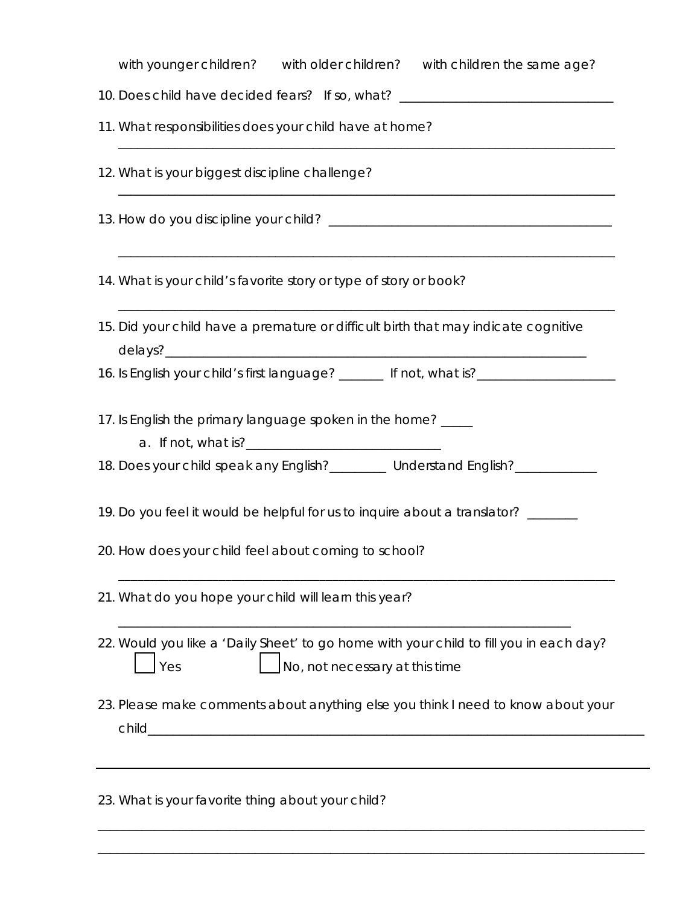with younger children?     with older children?     with children the same age?

10. Does child have decided fears?   If so, what? ___________________________________

11. What responsibilities does your child have at home?

    ________________________________________________________________________________

12. What is your biggest discipline challenge?

    ________________________________________________________________________________

13. How do you discipline your child? ______________________________________________

    ________________________________________________________________________________

14. What is your child's favorite story or type of story or book?

    ________________________________________________________________________________

15. Did your child have a premature or difficult birth that may indicate cognitive delays?___________________________________________________________________

16. Is English your child's first language? _______  If not, what is?______________________

17. Is English the primary language spoken in the home? _____
    a. If not, what is?________________________________

18. Does your child speak any English?_________  Understand English?_____________

19. Do you feel it would be helpful for us to inquire about a translator? ________

20. How does your child feel about coming to school?

    ________________________________________________________________________________

21. What do you hope your child will learn this year?

    __________________________________________________________________________

22. Would you like a 'Daily Sheet' to go home with your child to fill you in each day?
    ☐ Yes                ☐ No, not necessary at this time

23. Please make comments about anything else you think I need to know about your child_________________________________________________________________________________

_______________________________________________________________________________________

23. What is your favorite thing about your child?

_______________________________________________________________________________________

_______________________________________________________________________________________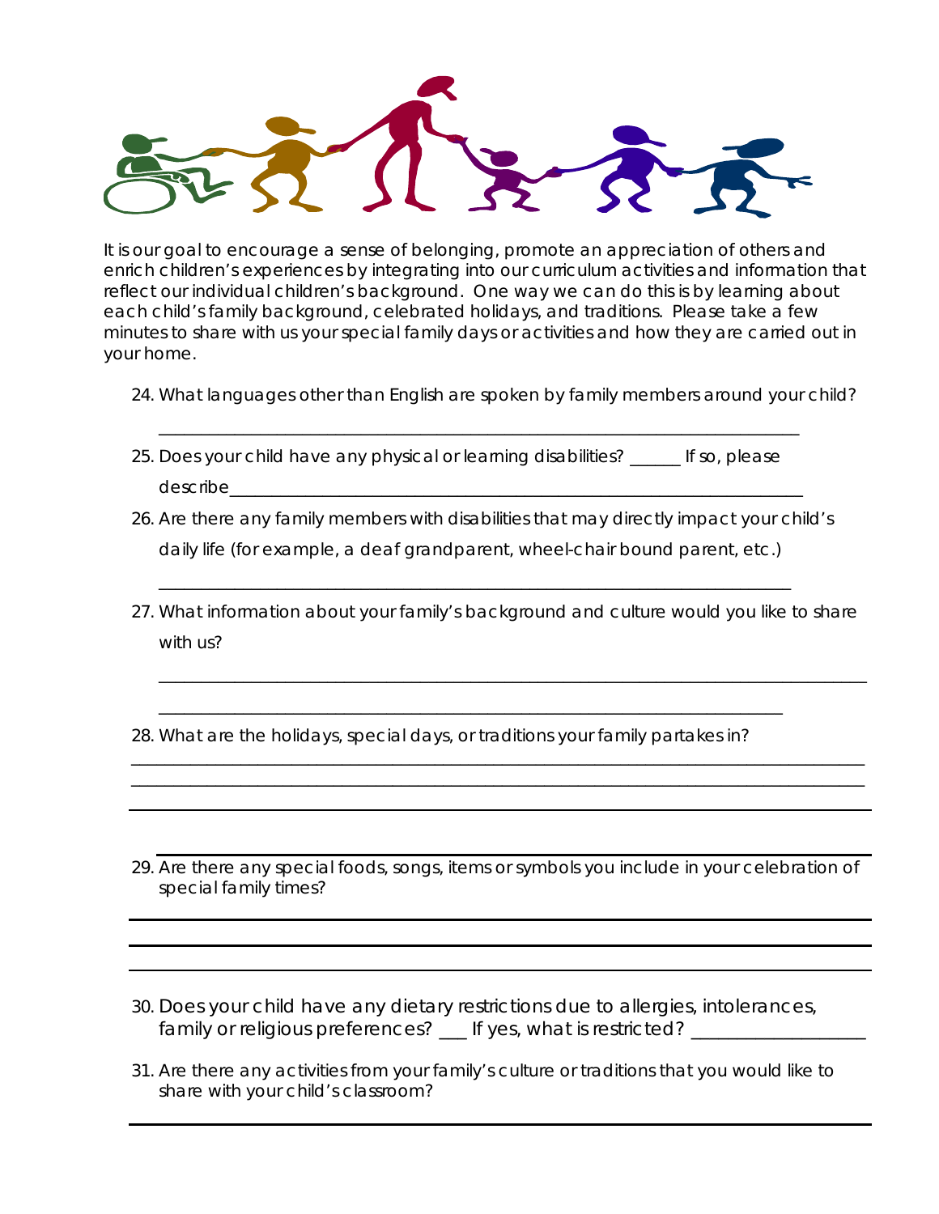It is our goal to encourage a sense of belonging, promote an appreciation of others and enrich children's experiences by integrating into our curriculum activities and information that reflect our individual children's background. One way we can do this is by learning about each child's family background, celebrated holidays, and traditions. Please take a few minutes to share with us your special family days or activities and how they are carried out in your home.

24. What languages other than English are spoken by family members around your child?

    ______________________________________________________________________

25. Does your child have any physical or learning disabilities? ______ If so, please describe______________________________________________________________

26. Are there any family members with disabilities that may directly impact your child's daily life (for example, a deaf grandparent, wheel-chair bound parent, etc.)

    ______________________________________________________________________

27. What information about your family's background and culture would you like to share with us?

    ______________________________________________________________________

    ______________________________________________________________________

28. What are the holidays, special days, or traditions your family partakes in?

______________________________________________________________________

______________________________________________________________________

______________________________________________________________________

______________________________________________________________________

29. Are there any special foods, songs, items or symbols you include in your celebration of special family times?

______________________________________________________________________

______________________________________________________________________

______________________________________________________________________

30. Does your child have any dietary restrictions due to allergies, intolerances, family or religious preferences? ___ If yes, what is restricted? ___________________

31. Are there any activities from your family's culture or traditions that you would like to share with your child's classroom?

______________________________________________________________________